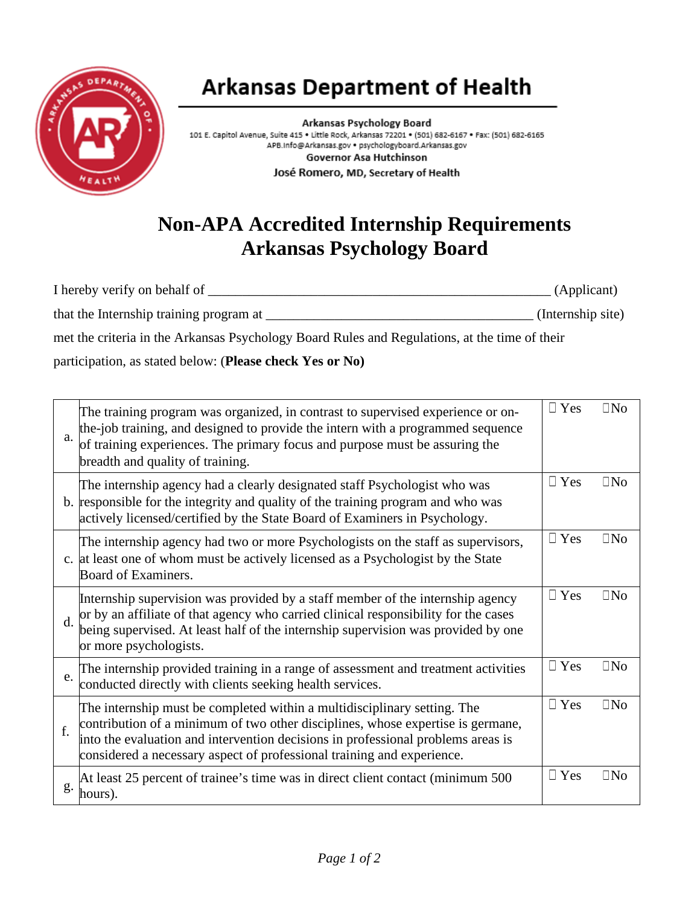# Arkansas Department of Health

**Arkansas Psychology Board**
101 E. Capitol Avenue, Suite 415 • Little Rock, Arkansas 72201 • (501) 682-6167 • Fax: (501) 682-6165
APB.Info@Arkansas.gov • psychologyboard.Arkansas.gov
**Governor Asa Hutchinson**
**José Romero, MD, Secretary of Health**

# Non-APA Accredited Internship Requirements
# Arkansas Psychology Board

I hereby verify on behalf of ___________________________________________________ (Applicant)

that the Internship training program at ____________________________________ (Internship site)

met the criteria in the Arkansas Psychology Board Rules and Regulations, at the time of their participation, as stated below: (**Please check Yes or No**)

| | | |
|---|---|---|
| a. | The training program was organized, in contrast to supervised experience or on-the-job training, and designed to provide the intern with a programmed sequence of training experiences. The primary focus and purpose must be assuring the breadth and quality of training. | ☐ Yes ☐No |
| b. | The internship agency had a clearly designated staff Psychologist who was responsible for the integrity and quality of the training program and who was actively licensed/certified by the State Board of Examiners in Psychology. | ☐ Yes ☐No |
| c. | The internship agency had two or more Psychologists on the staff as supervisors, at least one of whom must be actively licensed as a Psychologist by the State Board of Examiners. | ☐ Yes ☐No |
| d. | Internship supervision was provided by a staff member of the internship agency or by an affiliate of that agency who carried clinical responsibility for the cases being supervised. At least half of the internship supervision was provided by one or more psychologists. | ☐ Yes ☐No |
| e. | The internship provided training in a range of assessment and treatment activities conducted directly with clients seeking health services. | ☐ Yes ☐No |
| f. | The internship must be completed within a multidisciplinary setting. The contribution of a minimum of two other disciplines, whose expertise is germane, into the evaluation and intervention decisions in professional problems areas is considered a necessary aspect of professional training and experience. | ☐ Yes ☐No |
| g. | At least 25 percent of trainee's time was in direct client contact (minimum 500 hours). | ☐ Yes ☐No |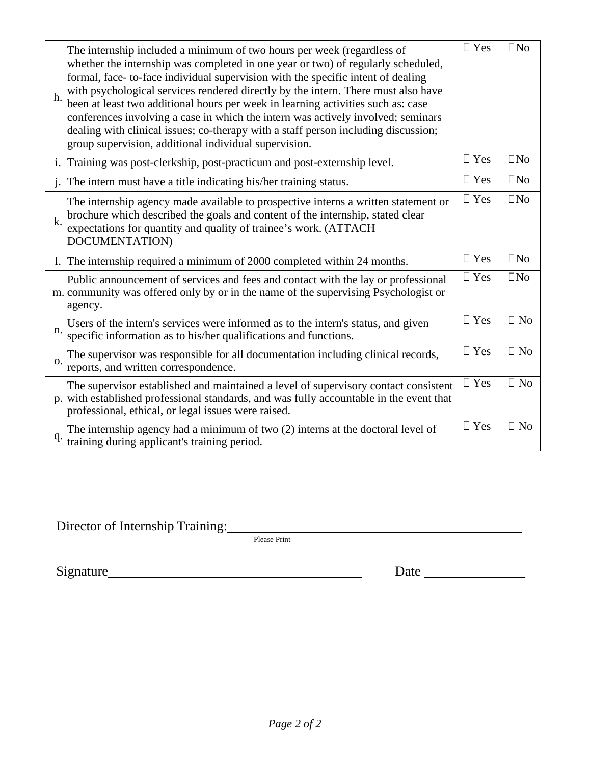| | | |
|---|---|---|
| h. | The internship included a minimum of two hours per week (regardless of whether the internship was completed in one year or two) of regularly scheduled, formal, face- to-face individual supervision with the specific intent of dealing with psychological services rendered directly by the intern. There must also have been at least two additional hours per week in learning activities such as: case conferences involving a case in which the intern was actively involved; seminars dealing with clinical issues; co-therapy with a staff person including discussion; group supervision, additional individual supervision. | ☐ Yes ☐No |
| i. | Training was post-clerkship, post-practicum and post-externship level. | ☐ Yes ☐No |
| j. | The intern must have a title indicating his/her training status. | ☐ Yes ☐No |
| k. | The internship agency made available to prospective interns a written statement or brochure which described the goals and content of the internship, stated clear expectations for quantity and quality of trainee's work. (ATTACH DOCUMENTATION) | ☐ Yes ☐No |
| l. | The internship required a minimum of 2000 completed within 24 months. | ☐ Yes ☐No |
| m. | Public announcement of services and fees and contact with the lay or professional community was offered only by or in the name of the supervising Psychologist or agency. | ☐ Yes ☐No |
| n. | Users of the intern's services were informed as to the intern's status, and given specific information as to his/her qualifications and functions. | ☐ Yes ☐ No |
| o. | The supervisor was responsible for all documentation including clinical records, reports, and written correspondence. | ☐ Yes ☐ No |
| p. | The supervisor established and maintained a level of supervisory contact consistent with established professional standards, and was fully accountable in the event that professional, ethical, or legal issues were raised. | ☐ Yes ☐ No |
| q. | The internship agency had a minimum of two (2) interns at the doctoral level of training during applicant's training period. | ☐ Yes ☐ No |

Director of Internship Training: ______________________________________________
Please Print

Signature ______________________________________ Date _______________